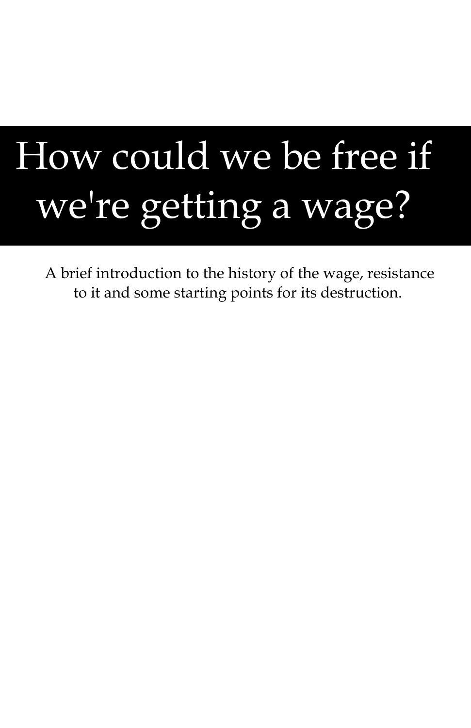# How could we be free if we're getting a wage?

A brief introduction to the history of the wage, resistance to it and some starting points for its destruction.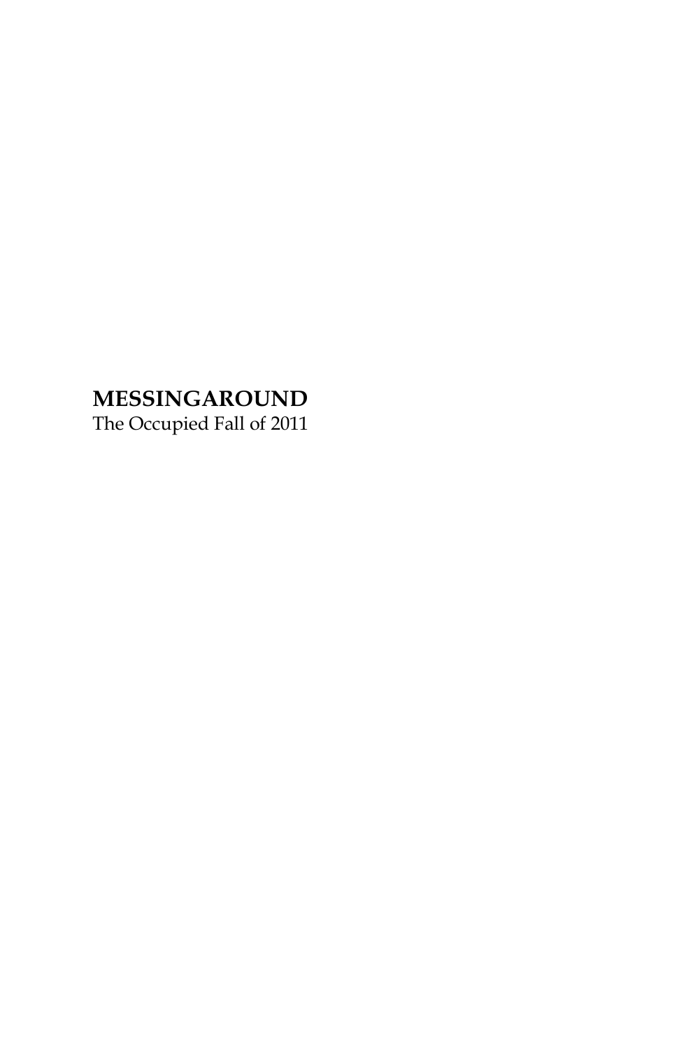**MESSINGAROUND**
The Occupied Fall of 2011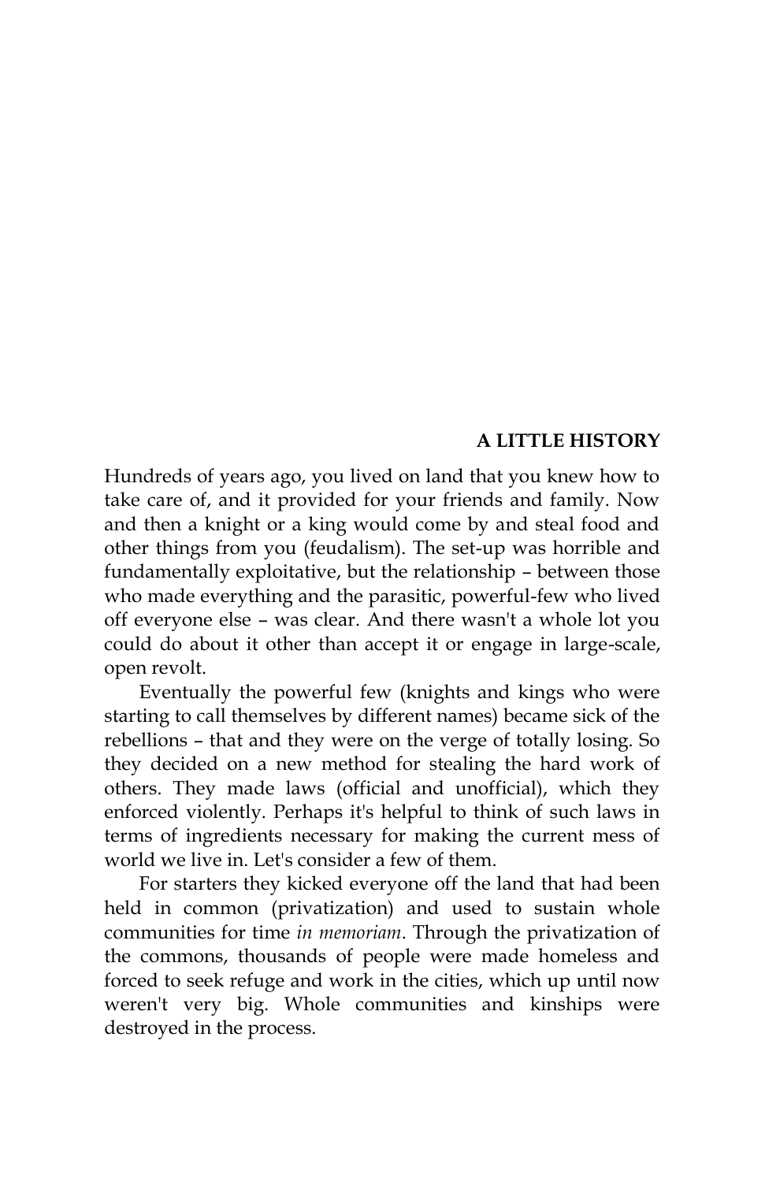## A LITTLE HISTORY

Hundreds of years ago, you lived on land that you knew how to take care of, and it provided for your friends and family. Now and then a knight or a king would come by and steal food and other things from you (feudalism). The set-up was horrible and fundamentally exploitative, but the relationship – between those who made everything and the parasitic, powerful-few who lived off everyone else – was clear. And there wasn't a whole lot you could do about it other than accept it or engage in large-scale, open revolt.

Eventually the powerful few (knights and kings who were starting to call themselves by different names) became sick of the rebellions – that and they were on the verge of totally losing. So they decided on a new method for stealing the hard work of others. They made laws (official and unofficial), which they enforced violently. Perhaps it's helpful to think of such laws in terms of ingredients necessary for making the current mess of world we live in. Let's consider a few of them.

For starters they kicked everyone off the land that had been held in common (privatization) and used to sustain whole communities for time *in memoriam*. Through the privatization of the commons, thousands of people were made homeless and forced to seek refuge and work in the cities, which up until now weren't very big. Whole communities and kinships were destroyed in the process.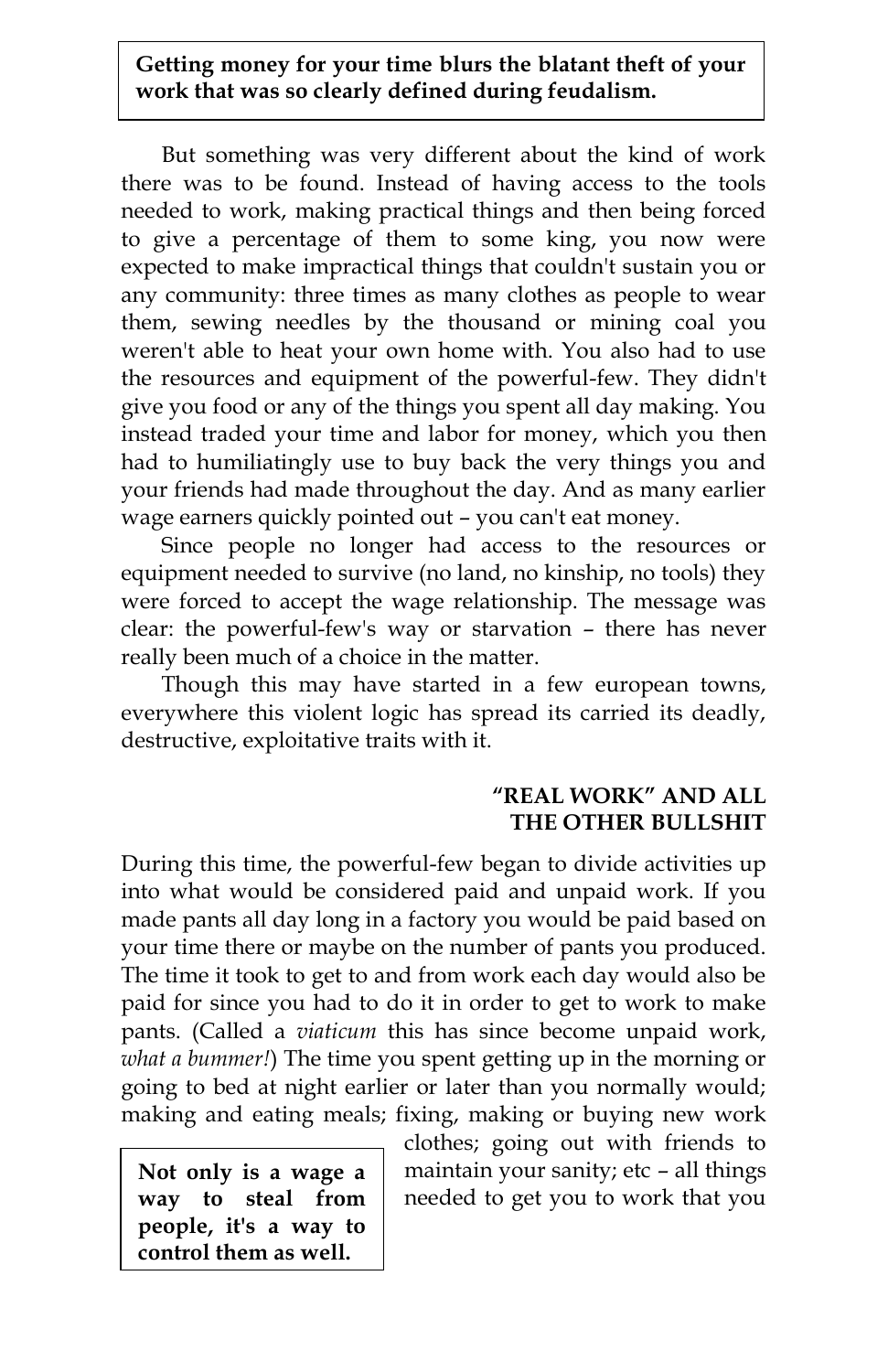**Getting money for your time blurs the blatant theft of your work that was so clearly defined during feudalism.**

But something was very different about the kind of work there was to be found. Instead of having access to the tools needed to work, making practical things and then being forced to give a percentage of them to some king, you now were expected to make impractical things that couldn't sustain you or any community: three times as many clothes as people to wear them, sewing needles by the thousand or mining coal you weren't able to heat your own home with. You also had to use the resources and equipment of the powerful-few. They didn't give you food or any of the things you spent all day making. You instead traded your time and labor for money, which you then had to humiliatingly use to buy back the very things you and your friends had made throughout the day. And as many earlier wage earners quickly pointed out – you can't eat money.

Since people no longer had access to the resources or equipment needed to survive (no land, no kinship, no tools) they were forced to accept the wage relationship. The message was clear: the powerful-few's way or starvation – there has never really been much of a choice in the matter.

Though this may have started in a few european towns, everywhere this violent logic has spread its carried its deadly, destructive, exploitative traits with it.

### "REAL WORK" AND ALL THE OTHER BULLSHIT

During this time, the powerful-few began to divide activities up into what would be considered paid and unpaid work. If you made pants all day long in a factory you would be paid based on your time there or maybe on the number of pants you produced. The time it took to get to and from work each day would also be paid for since you had to do it in order to get to work to make pants. (Called a *viaticum* this has since become unpaid work, *what a bummer!*) The time you spent getting up in the morning or going to bed at night earlier or later than you normally would; making and eating meals; fixing, making or buying new work clothes; going out with friends to maintain your sanity; etc – all things needed to get you to work that you

**Not only is a wage a way to steal from people, it's a way to control them as well.**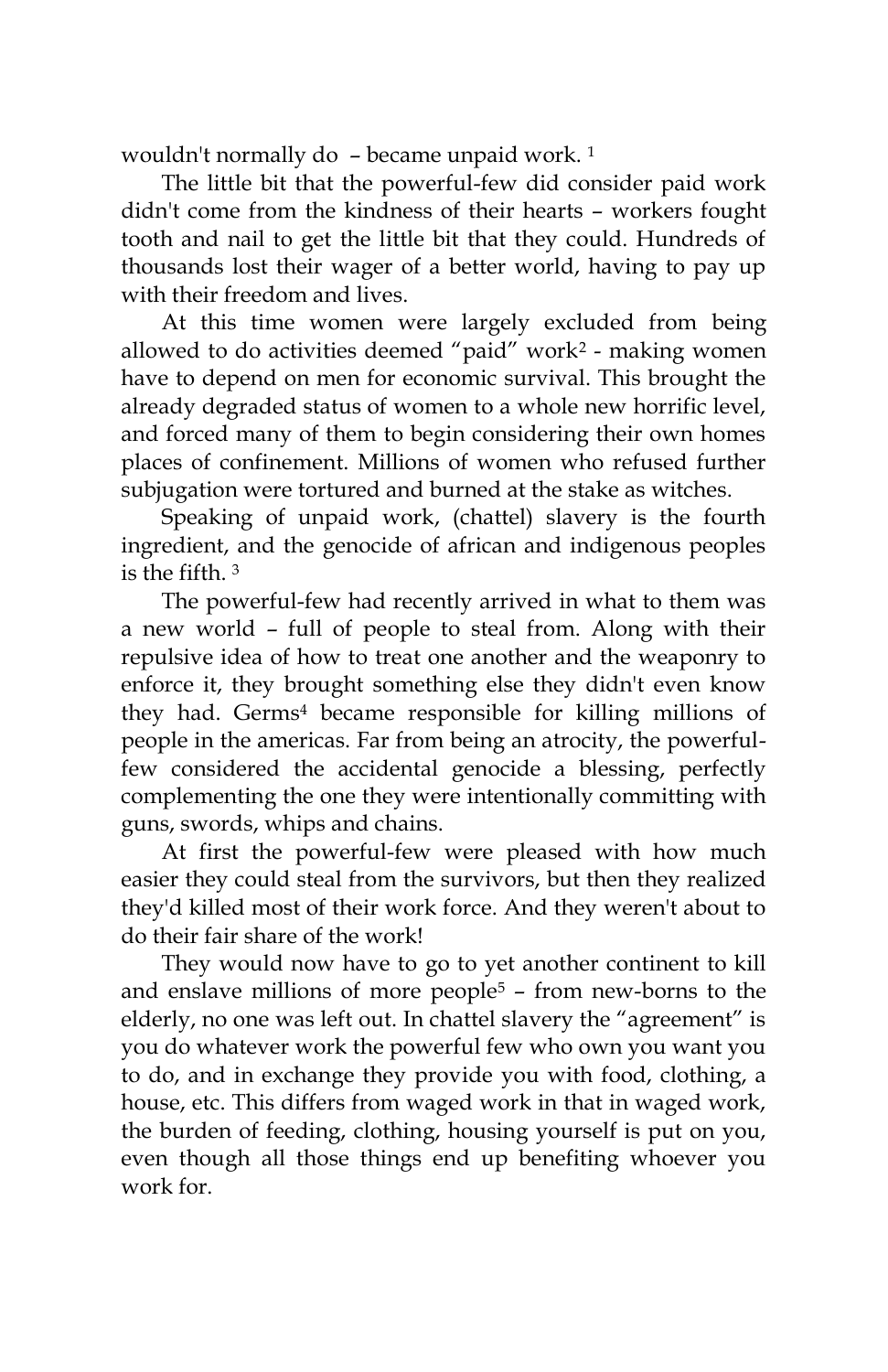wouldn't normally do – became unpaid work. [1]

The little bit that the powerful-few did consider paid work didn't come from the kindness of their hearts – workers fought tooth and nail to get the little bit that they could. Hundreds of thousands lost their wager of a better world, having to pay up with their freedom and lives.

At this time women were largely excluded from being allowed to do activities deemed "paid" work[2] - making women have to depend on men for economic survival. This brought the already degraded status of women to a whole new horrific level, and forced many of them to begin considering their own homes places of confinement. Millions of women who refused further subjugation were tortured and burned at the stake as witches.

Speaking of unpaid work, (chattel) slavery is the fourth ingredient, and the genocide of african and indigenous peoples is the fifth. [3]

The powerful-few had recently arrived in what to them was a new world – full of people to steal from. Along with their repulsive idea of how to treat one another and the weaponry to enforce it, they brought something else they didn't even know they had. Germs[4] became responsible for killing millions of people in the americas. Far from being an atrocity, the powerful-few considered the accidental genocide a blessing, perfectly complementing the one they were intentionally committing with guns, swords, whips and chains.

At first the powerful-few were pleased with how much easier they could steal from the survivors, but then they realized they'd killed most of their work force. And they weren't about to do their fair share of the work!

They would now have to go to yet another continent to kill and enslave millions of more people[5] – from new-borns to the elderly, no one was left out. In chattel slavery the "agreement" is you do whatever work the powerful few who own you want you to do, and in exchange they provide you with food, clothing, a house, etc. This differs from waged work in that in waged work, the burden of feeding, clothing, housing yourself is put on you, even though all those things end up benefiting whoever you work for.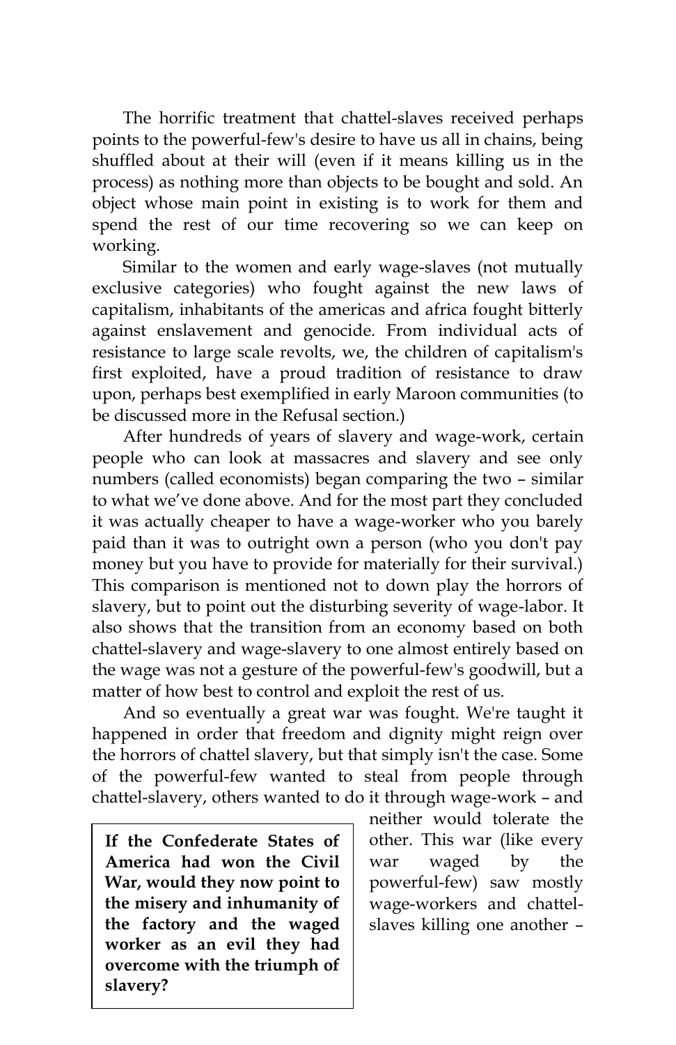The horrific treatment that chattel-slaves received perhaps points to the powerful-few's desire to have us all in chains, being shuffled about at their will (even if it means killing us in the process) as nothing more than objects to be bought and sold. An object whose main point in existing is to work for them and spend the rest of our time recovering so we can keep on working.

Similar to the women and early wage-slaves (not mutually exclusive categories) who fought against the new laws of capitalism, inhabitants of the americas and africa fought bitterly against enslavement and genocide. From individual acts of resistance to large scale revolts, we, the children of capitalism's first exploited, have a proud tradition of resistance to draw upon, perhaps best exemplified in early Maroon communities (to be discussed more in the Refusal section.)

After hundreds of years of slavery and wage-work, certain people who can look at massacres and slavery and see only numbers (called economists) began comparing the two – similar to what we've done above. And for the most part they concluded it was actually cheaper to have a wage-worker who you barely paid than it was to outright own a person (who you don't pay money but you have to provide for materially for their survival.) This comparison is mentioned not to down play the horrors of slavery, but to point out the disturbing severity of wage-labor. It also shows that the transition from an economy based on both chattel-slavery and wage-slavery to one almost entirely based on the wage was not a gesture of the powerful-few's goodwill, but a matter of how best to control and exploit the rest of us.

And so eventually a great war was fought. We're taught it happened in order that freedom and dignity might reign over the horrors of chattel slavery, but that simply isn't the case. Some of the powerful-few wanted to steal from people through chattel-slavery, others wanted to do it through wage-work – and neither would tolerate the other. This war (like every war waged by the powerful-few) saw mostly wage-workers and chattel-slaves killing one another –

> **If the Confederate States of America had won the Civil War, would they now point to the misery and inhumanity of the factory and the waged worker as an evil they had overcome with the triumph of slavery?**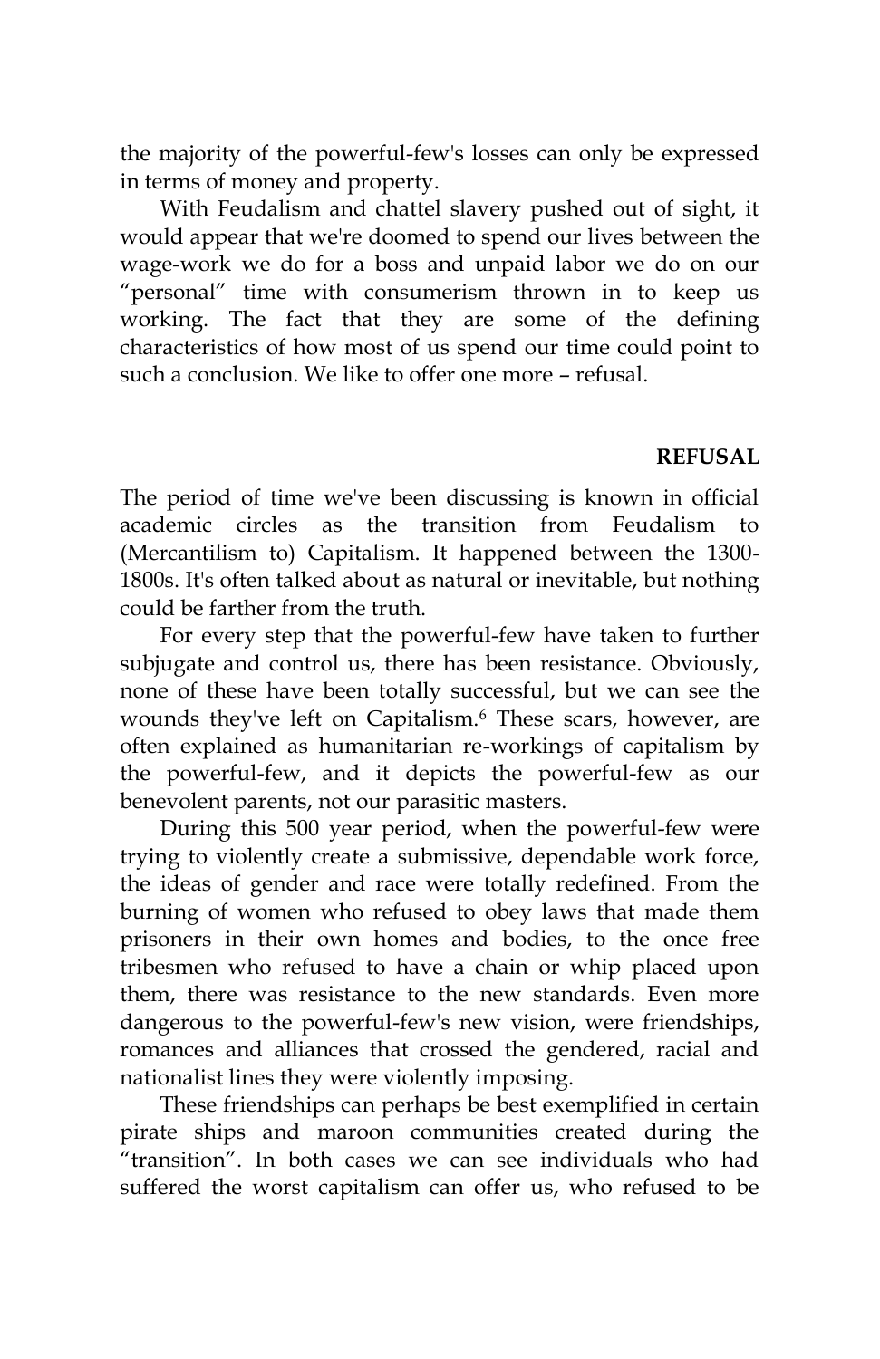the majority of the powerful-few's losses can only be expressed in terms of money and property.

With Feudalism and chattel slavery pushed out of sight, it would appear that we're doomed to spend our lives between the wage-work we do for a boss and unpaid labor we do on our "personal" time with consumerism thrown in to keep us working. The fact that they are some of the defining characteristics of how most of us spend our time could point to such a conclusion. We like to offer one more – refusal.

## REFUSAL

The period of time we've been discussing is known in official academic circles as the transition from Feudalism to (Mercantilism to) Capitalism. It happened between the 1300-1800s. It's often talked about as natural or inevitable, but nothing could be farther from the truth.

For every step that the powerful-few have taken to further subjugate and control us, there has been resistance. Obviously, none of these have been totally successful, but we can see the wounds they've left on Capitalism.[6] These scars, however, are often explained as humanitarian re-workings of capitalism by the powerful-few, and it depicts the powerful-few as our benevolent parents, not our parasitic masters.

During this 500 year period, when the powerful-few were trying to violently create a submissive, dependable work force, the ideas of gender and race were totally redefined. From the burning of women who refused to obey laws that made them prisoners in their own homes and bodies, to the once free tribesmen who refused to have a chain or whip placed upon them, there was resistance to the new standards. Even more dangerous to the powerful-few's new vision, were friendships, romances and alliances that crossed the gendered, racial and nationalist lines they were violently imposing.

These friendships can perhaps be best exemplified in certain pirate ships and maroon communities created during the "transition". In both cases we can see individuals who had suffered the worst capitalism can offer us, who refused to be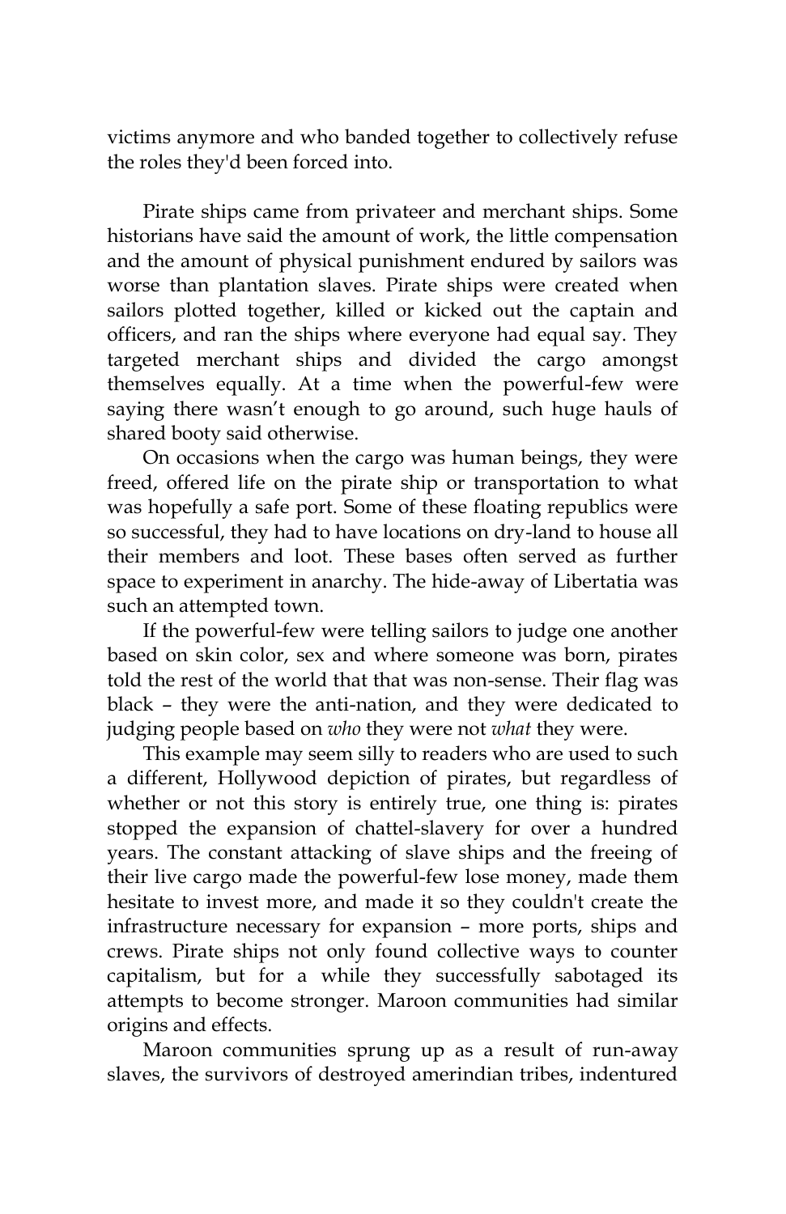victims anymore and who banded together to collectively refuse the roles they'd been forced into.

Pirate ships came from privateer and merchant ships. Some historians have said the amount of work, the little compensation and the amount of physical punishment endured by sailors was worse than plantation slaves. Pirate ships were created when sailors plotted together, killed or kicked out the captain and officers, and ran the ships where everyone had equal say. They targeted merchant ships and divided the cargo amongst themselves equally. At a time when the powerful-few were saying there wasn't enough to go around, such huge hauls of shared booty said otherwise.

On occasions when the cargo was human beings, they were freed, offered life on the pirate ship or transportation to what was hopefully a safe port. Some of these floating republics were so successful, they had to have locations on dry-land to house all their members and loot. These bases often served as further space to experiment in anarchy. The hide-away of Libertatia was such an attempted town.

If the powerful-few were telling sailors to judge one another based on skin color, sex and where someone was born, pirates told the rest of the world that that was non-sense. Their flag was black – they were the anti-nation, and they were dedicated to judging people based on *who* they were not *what* they were.

This example may seem silly to readers who are used to such a different, Hollywood depiction of pirates, but regardless of whether or not this story is entirely true, one thing is: pirates stopped the expansion of chattel-slavery for over a hundred years. The constant attacking of slave ships and the freeing of their live cargo made the powerful-few lose money, made them hesitate to invest more, and made it so they couldn't create the infrastructure necessary for expansion – more ports, ships and crews. Pirate ships not only found collective ways to counter capitalism, but for a while they successfully sabotaged its attempts to become stronger. Maroon communities had similar origins and effects.

Maroon communities sprung up as a result of run-away slaves, the survivors of destroyed amerindian tribes, indentured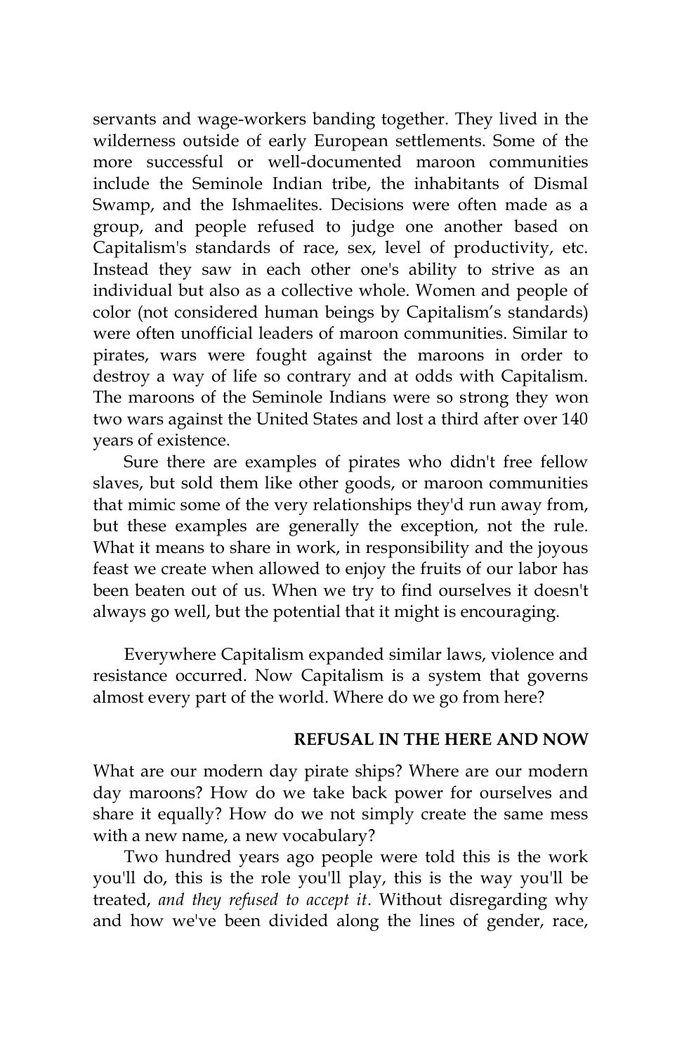servants and wage-workers banding together. They lived in the wilderness outside of early European settlements. Some of the more successful or well-documented maroon communities include the Seminole Indian tribe, the inhabitants of Dismal Swamp, and the Ishmaelites. Decisions were often made as a group, and people refused to judge one another based on Capitalism's standards of race, sex, level of productivity, etc. Instead they saw in each other one's ability to strive as an individual but also as a collective whole. Women and people of color (not considered human beings by Capitalism's standards) were often unofficial leaders of maroon communities. Similar to pirates, wars were fought against the maroons in order to destroy a way of life so contrary and at odds with Capitalism. The maroons of the Seminole Indians were so strong they won two wars against the United States and lost a third after over 140 years of existence.

Sure there are examples of pirates who didn't free fellow slaves, but sold them like other goods, or maroon communities that mimic some of the very relationships they'd run away from, but these examples are generally the exception, not the rule. What it means to share in work, in responsibility and the joyous feast we create when allowed to enjoy the fruits of our labor has been beaten out of us. When we try to find ourselves it doesn't always go well, but the potential that it might is encouraging.

Everywhere Capitalism expanded similar laws, violence and resistance occurred. Now Capitalism is a system that governs almost every part of the world. Where do we go from here?

## REFUSAL IN THE HERE AND NOW

What are our modern day pirate ships? Where are our modern day maroons? How do we take back power for ourselves and share it equally? How do we not simply create the same mess with a new name, a new vocabulary?

Two hundred years ago people were told this is the work you'll do, this is the role you'll play, this is the way you'll be treated, *and they refused to accept it*. Without disregarding why and how we've been divided along the lines of gender, race,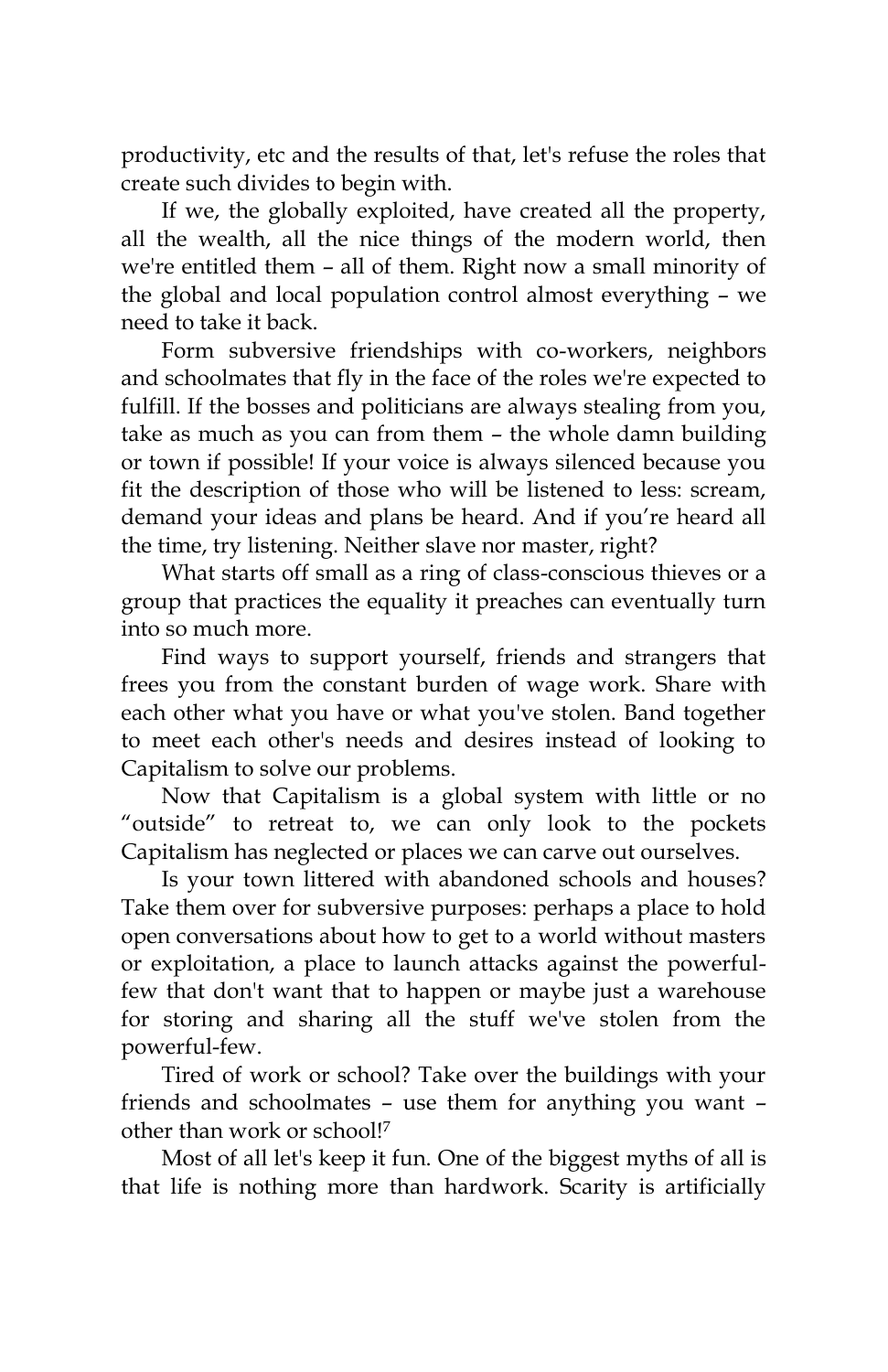productivity, etc and the results of that, let's refuse the roles that create such divides to begin with.

If we, the globally exploited, have created all the property, all the wealth, all the nice things of the modern world, then we're entitled them – all of them. Right now a small minority of the global and local population control almost everything – we need to take it back.

Form subversive friendships with co-workers, neighbors and schoolmates that fly in the face of the roles we're expected to fulfill. If the bosses and politicians are always stealing from you, take as much as you can from them – the whole damn building or town if possible! If your voice is always silenced because you fit the description of those who will be listened to less: scream, demand your ideas and plans be heard. And if you're heard all the time, try listening. Neither slave nor master, right?

What starts off small as a ring of class-conscious thieves or a group that practices the equality it preaches can eventually turn into so much more.

Find ways to support yourself, friends and strangers that frees you from the constant burden of wage work. Share with each other what you have or what you've stolen. Band together to meet each other's needs and desires instead of looking to Capitalism to solve our problems.

Now that Capitalism is a global system with little or no "outside" to retreat to, we can only look to the pockets Capitalism has neglected or places we can carve out ourselves.

Is your town littered with abandoned schools and houses? Take them over for subversive purposes: perhaps a place to hold open conversations about how to get to a world without masters or exploitation, a place to launch attacks against the powerful-few that don't want that to happen or maybe just a warehouse for storing and sharing all the stuff we've stolen from the powerful-few.

Tired of work or school? Take over the buildings with your friends and schoolmates – use them for anything you want – other than work or school![7]

Most of all let's keep it fun. One of the biggest myths of all is that life is nothing more than hardwork. Scarity is artificially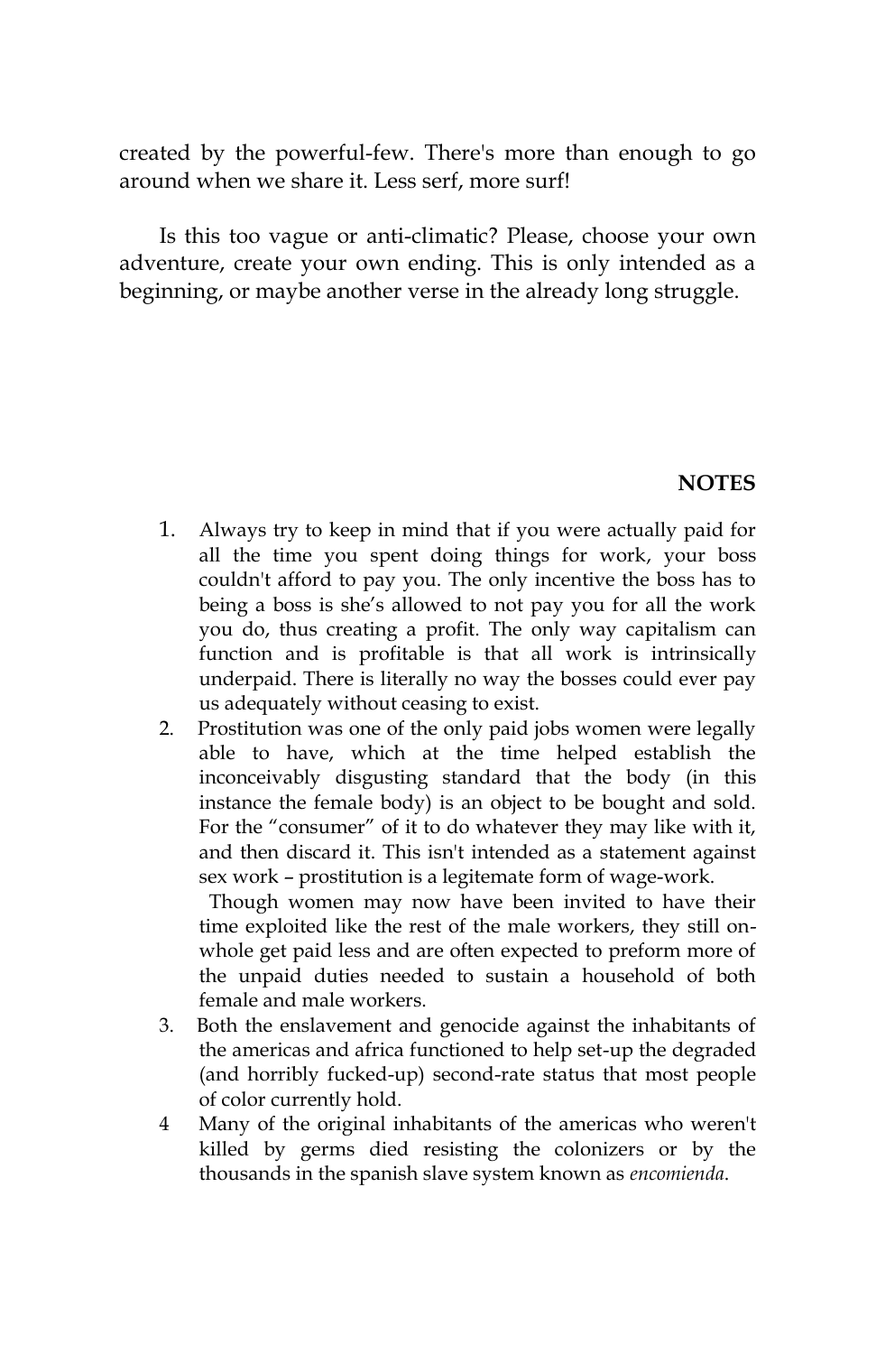created by the powerful-few. There's more than enough to go around when we share it. Less serf, more surf!

Is this too vague or anti-climatic? Please, choose your own adventure, create your own ending. This is only intended as a beginning, or maybe another verse in the already long struggle.

**NOTES**

1. Always try to keep in mind that if you were actually paid for all the time you spent doing things for work, your boss couldn't afford to pay you. The only incentive the boss has to being a boss is she's allowed to not pay you for all the work you do, thus creating a profit. The only way capitalism can function and is profitable is that all work is intrinsically underpaid. There is literally no way the bosses could ever pay us adequately without ceasing to exist.
2. Prostitution was one of the only paid jobs women were legally able to have, which at the time helped establish the inconceivably disgusting standard that the body (in this instance the female body) is an object to be bought and sold. For the "consumer" of it to do whatever they may like with it, and then discard it. This isn't intended as a statement against sex work – prostitution is a legitemate form of wage-work.

   Though women may now have been invited to have their time exploited like the rest of the male workers, they still on-whole get paid less and are often expected to preform more of the unpaid duties needed to sustain a household of both female and male workers.
3. Both the enslavement and genocide against the inhabitants of the americas and africa functioned to help set-up the degraded (and horribly fucked-up) second-rate status that most people of color currently hold.
4. Many of the original inhabitants of the americas who weren't killed by germs died resisting the colonizers or by the thousands in the spanish slave system known as *encomienda*.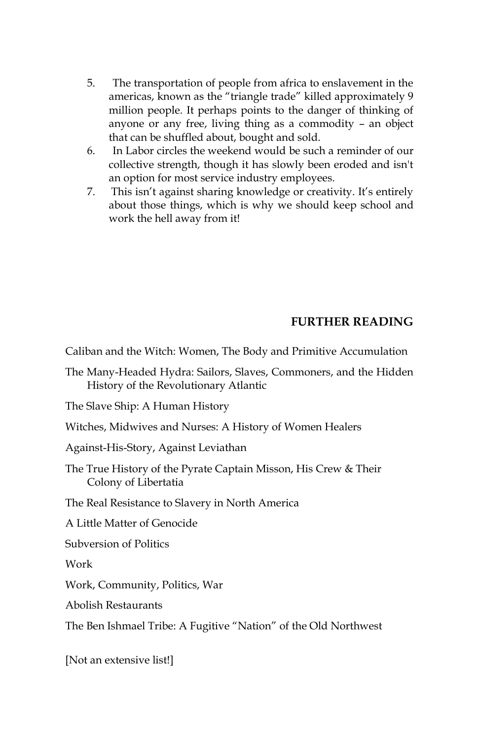5. The transportation of people from africa to enslavement in the americas, known as the "triangle trade" killed approximately 9 million people. It perhaps points to the danger of thinking of anyone or any free, living thing as a commodity – an object that can be shuffled about, bought and sold.
6. In Labor circles the weekend would be such a reminder of our collective strength, though it has slowly been eroded and isn't an option for most service industry employees.
7. This isn't against sharing knowledge or creativity. It's entirely about those things, which is why we should keep school and work the hell away from it!

## FURTHER READING

Caliban and the Witch: Women, The Body and Primitive Accumulation

The Many-Headed Hydra: Sailors, Slaves, Commoners, and the Hidden History of the Revolutionary Atlantic

The Slave Ship: A Human History

Witches, Midwives and Nurses: A History of Women Healers

Against-His-Story, Against Leviathan

The True History of the Pyrate Captain Misson, His Crew & Their Colony of Libertatia

The Real Resistance to Slavery in North America

A Little Matter of Genocide

Subversion of Politics

Work

Work, Community, Politics, War

Abolish Restaurants

The Ben Ishmael Tribe: A Fugitive "Nation" of the Old Northwest

[Not an extensive list!]